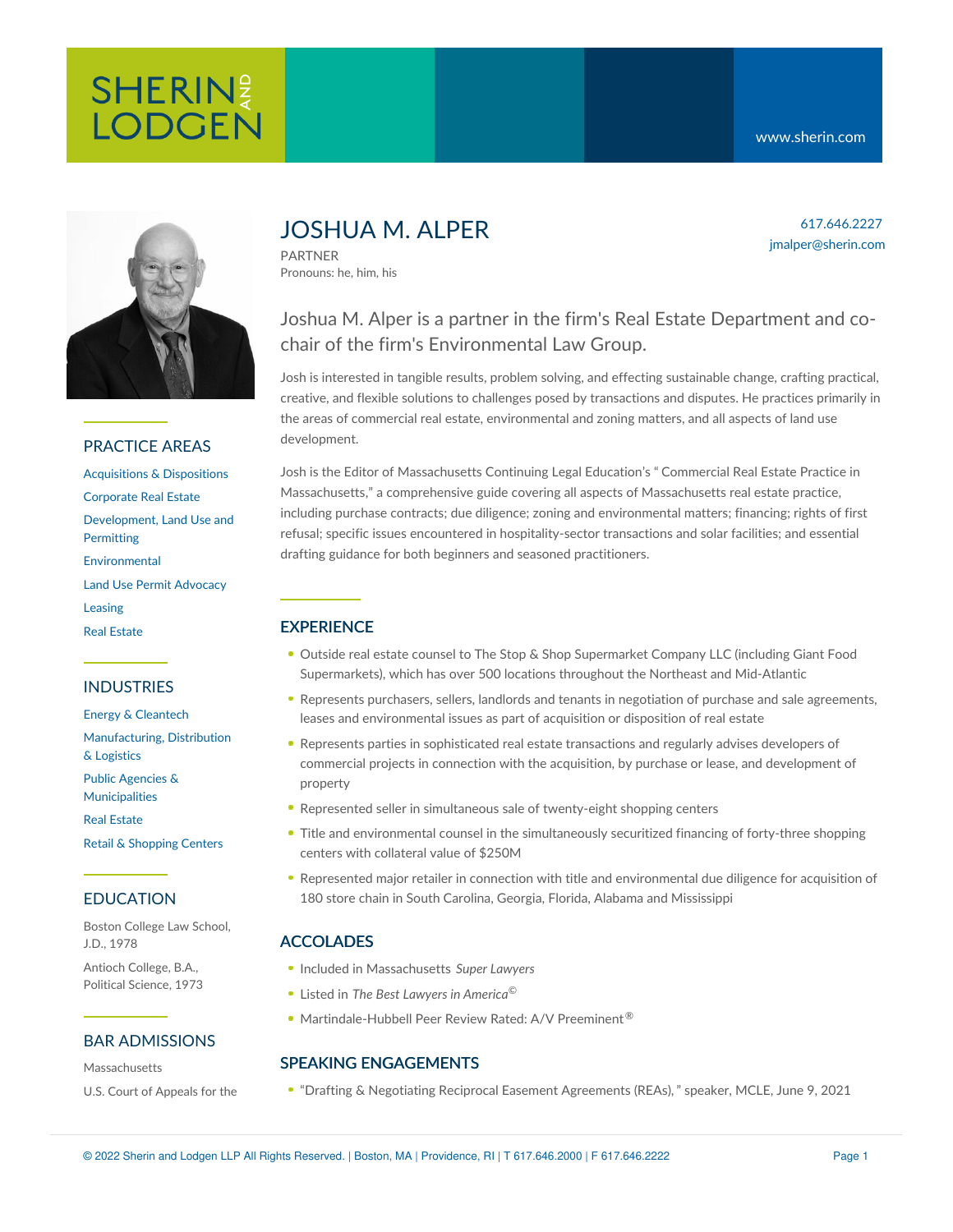# JOSHUA M. ALPER

PARTNER
Pronouns: he, him, his

617.646.2227
jmalper@sherin.com

Joshua M. Alper is a partner in the firm's Real Estate Department and co-chair of the firm's Environmental Law Group.

Josh is interested in tangible results, problem solving, and effecting sustainable change, crafting practical, creative, and flexible solutions to challenges posed by transactions and disputes. He practices primarily in the areas of commercial real estate, environmental and zoning matters, and all aspects of land use development.

Josh is the Editor of Massachusetts Continuing Legal Education's " Commercial Real Estate Practice in Massachusetts," a comprehensive guide covering all aspects of Massachusetts real estate practice, including purchase contracts; due diligence; zoning and environmental matters; financing; rights of first refusal; specific issues encountered in hospitality-sector transactions and solar facilities; and essential drafting guidance for both beginners and seasoned practitioners.

## PRACTICE AREAS

- Acquisitions & Dispositions
- Corporate Real Estate
- Development, Land Use and Permitting
- Environmental
- Land Use Permit Advocacy
- Leasing
- Real Estate

## INDUSTRIES

- Energy & Cleantech
- Manufacturing, Distribution & Logistics
- Public Agencies & Municipalities
- Real Estate
- Retail & Shopping Centers

## EDUCATION

Boston College Law School, J.D., 1978

Antioch College, B.A., Political Science, 1973

## BAR ADMISSIONS

Massachusetts

U.S. Court of Appeals for the

## EXPERIENCE

- Outside real estate counsel to The Stop & Shop Supermarket Company LLC (including Giant Food Supermarkets), which has over 500 locations throughout the Northeast and Mid-Atlantic
- Represents purchasers, sellers, landlords and tenants in negotiation of purchase and sale agreements, leases and environmental issues as part of acquisition or disposition of real estate
- Represents parties in sophisticated real estate transactions and regularly advises developers of commercial projects in connection with the acquisition, by purchase or lease, and development of property
- Represented seller in simultaneous sale of twenty-eight shopping centers
- Title and environmental counsel in the simultaneously securitized financing of forty-three shopping centers with collateral value of $250M
- Represented major retailer in connection with title and environmental due diligence for acquisition of 180 store chain in South Carolina, Georgia, Florida, Alabama and Mississippi

## ACCOLADES

- Included in Massachusetts *Super Lawyers*
- Listed in *The Best Lawyers in America*©
- Martindale-Hubbell Peer Review Rated: A/V Preeminent®

## SPEAKING ENGAGEMENTS

- "Drafting & Negotiating Reciprocal Easement Agreements (REAs)," speaker, MCLE, June 9, 2021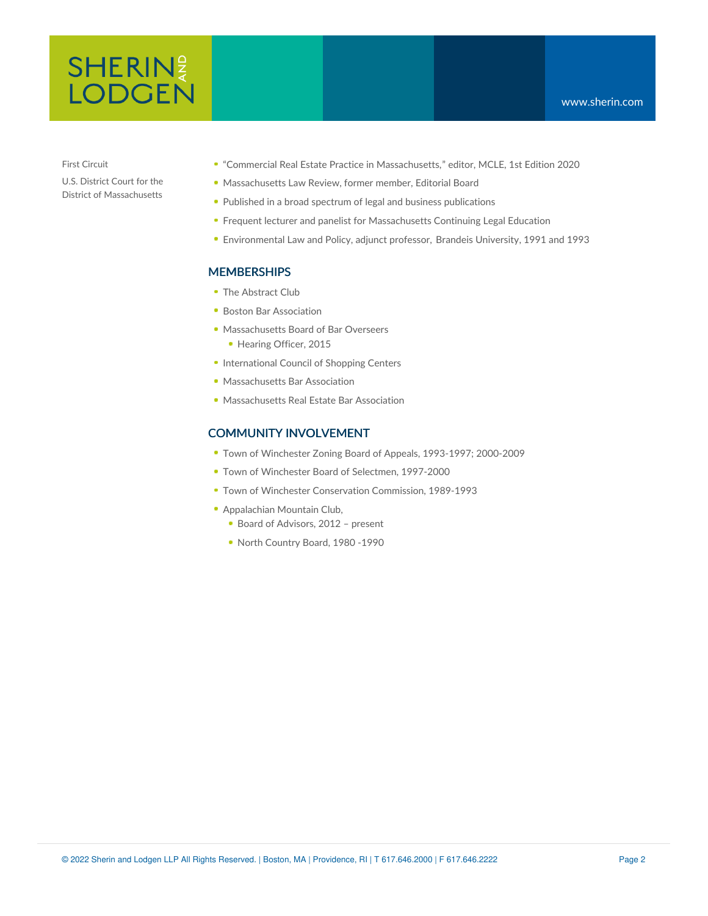First Circuit

U.S. District Court for the District of Massachusetts

- "Commercial Real Estate Practice in Massachusetts," editor, MCLE, 1st Edition 2020
- Massachusetts Law Review, former member, Editorial Board
- Published in a broad spectrum of legal and business publications
- Frequent lecturer and panelist for Massachusetts Continuing Legal Education
- Environmental Law and Policy, adjunct professor, Brandeis University, 1991 and 1993

## MEMBERSHIPS

- The Abstract Club
- Boston Bar Association
- Massachusetts Board of Bar Overseers
  - Hearing Officer, 2015
- International Council of Shopping Centers
- Massachusetts Bar Association
- Massachusetts Real Estate Bar Association

## COMMUNITY INVOLVEMENT

- Town of Winchester Zoning Board of Appeals, 1993-1997; 2000-2009
- Town of Winchester Board of Selectmen, 1997-2000
- Town of Winchester Conservation Commission, 1989-1993
- Appalachian Mountain Club,
  - Board of Advisors, 2012 – present
  - North Country Board, 1980 -1990